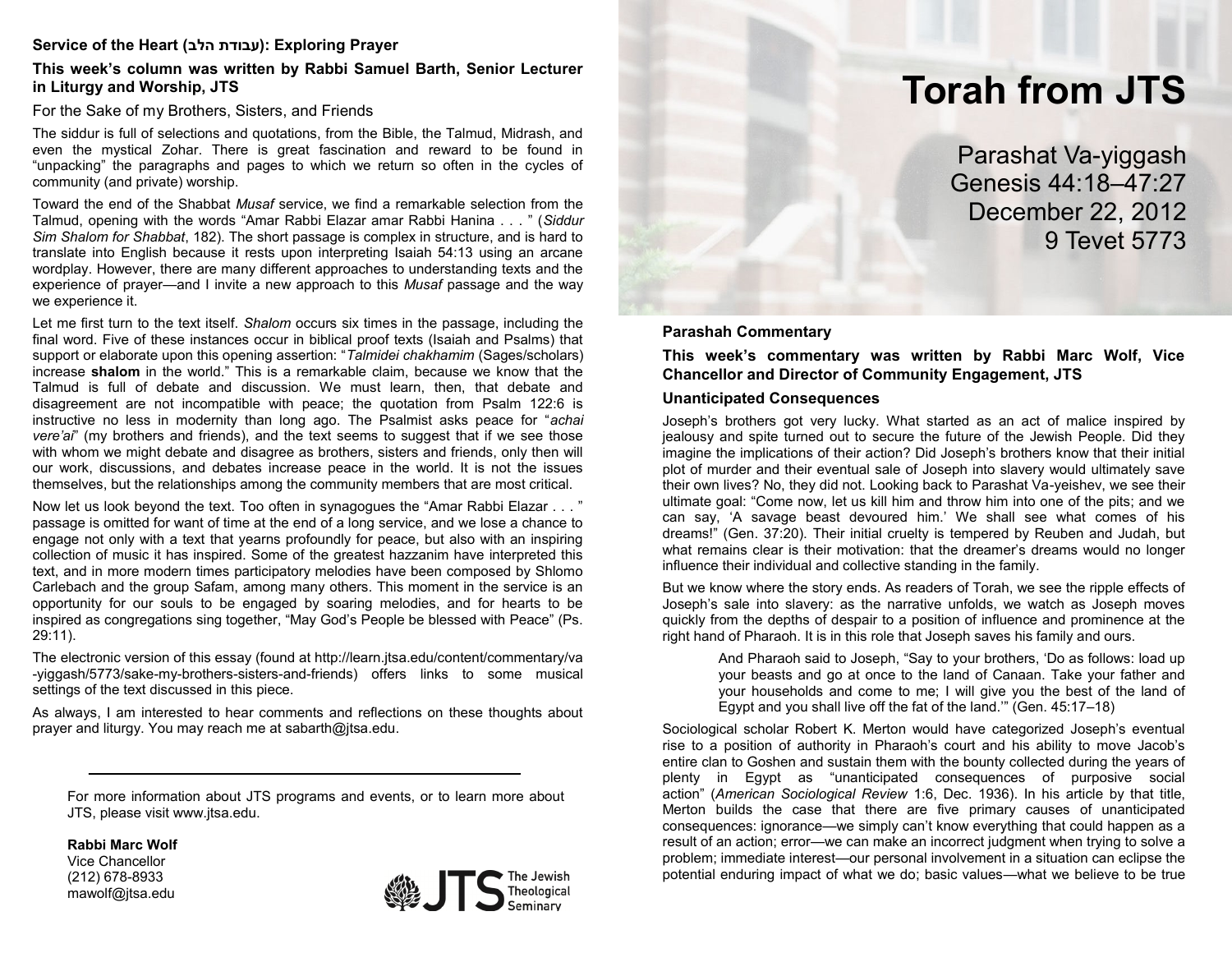# Torah from JTS

Parashat Va-yiggash
Genesis 44:18–47:27
December 22, 2012
9 Tevet 5773

## Parashah Commentary

**This week's commentary was written by Rabbi Marc Wolf, Vice Chancellor and Director of Community Engagement, JTS**

### Unanticipated Consequences

Joseph's brothers got very lucky. What started as an act of malice inspired by jealousy and spite turned out to secure the future of the Jewish People. Did they imagine the implications of their action? Did Joseph's brothers know that their initial plot of murder and their eventual sale of Joseph into slavery would ultimately save their own lives? No, they did not. Looking back to Parashat Va-yeishev, we see their ultimate goal: "Come now, let us kill him and throw him into one of the pits; and we can say, 'A savage beast devoured him.' We shall see what comes of his dreams!" (Gen. 37:20). Their initial cruelty is tempered by Reuben and Judah, but what remains clear is their motivation: that the dreamer's dreams would no longer influence their individual and collective standing in the family.

But we know where the story ends. As readers of Torah, we see the ripple effects of Joseph's sale into slavery: as the narrative unfolds, we watch as Joseph moves quickly from the depths of despair to a position of influence and prominence at the right hand of Pharaoh. It is in this role that Joseph saves his family and ours.

> And Pharaoh said to Joseph, "Say to your brothers, 'Do as follows: load up your beasts and go at once to the land of Canaan. Take your father and your households and come to me; I will give you the best of the land of Egypt and you shall live off the fat of the land.'" (Gen. 45:17–18)

Sociological scholar Robert K. Merton would have categorized Joseph's eventual rise to a position of authority in Pharaoh's court and his ability to move Jacob's entire clan to Goshen and sustain them with the bounty collected during the years of plenty in Egypt as "unanticipated consequences of purposive social action" (*American Sociological Review* 1:6, Dec. 1936). In his article by that title, Merton builds the case that there are five primary causes of unanticipated consequences: ignorance—we simply can't know everything that could happen as a result of an action; error—we can make an incorrect judgment when trying to solve a problem; immediate interest—our personal involvement in a situation can eclipse the potential enduring impact of what we do; basic values—what we believe to be true

## Service of the Heart (עבודת הלב): Exploring Prayer

**This week's column was written by Rabbi Samuel Barth, Senior Lecturer in Liturgy and Worship, JTS**

### For the Sake of my Brothers, Sisters, and Friends

The siddur is full of selections and quotations, from the Bible, the Talmud, Midrash, and even the mystical Zohar. There is great fascination and reward to be found in "unpacking" the paragraphs and pages to which we return so often in the cycles of community (and private) worship.

Toward the end of the Shabbat *Musaf* service, we find a remarkable selection from the Talmud, opening with the words "Amar Rabbi Elazar amar Rabbi Hanina . . . " (*Siddur Sim Shalom for Shabbat*, 182). The short passage is complex in structure, and is hard to translate into English because it rests upon interpreting Isaiah 54:13 using an arcane wordplay. However, there are many different approaches to understanding texts and the experience of prayer—and I invite a new approach to this *Musaf* passage and the way we experience it.

Let me first turn to the text itself. *Shalom* occurs six times in the passage, including the final word. Five of these instances occur in biblical proof texts (Isaiah and Psalms) that support or elaborate upon this opening assertion: "*Talmidei chakhamim* (Sages/scholars) increase **shalom** in the world." This is a remarkable claim, because we know that the Talmud is full of debate and discussion. We must learn, then, that debate and disagreement are not incompatible with peace; the quotation from Psalm 122:6 is instructive no less in modernity than long ago. The Psalmist asks peace for "*achai vere'ai*" (my brothers and friends), and the text seems to suggest that if we see those with whom we might debate and disagree as brothers, sisters and friends, only then will our work, discussions, and debates increase peace in the world. It is not the issues themselves, but the relationships among the community members that are most critical.

Now let us look beyond the text. Too often in synagogues the "Amar Rabbi Elazar . . . " passage is omitted for want of time at the end of a long service, and we lose a chance to engage not only with a text that yearns profoundly for peace, but also with an inspiring collection of music it has inspired. Some of the greatest hazzanim have interpreted this text, and in more modern times participatory melodies have been composed by Shlomo Carlebach and the group Safam, among many others. This moment in the service is an opportunity for our souls to be engaged by soaring melodies, and for hearts to be inspired as congregations sing together, "May God's People be blessed with Peace" (Ps. 29:11).

The electronic version of this essay (found at http://learn.jtsa.edu/content/commentary/va-yiggash/5773/sake-my-brothers-sisters-and-friends) offers links to some musical settings of the text discussed in this piece.

As always, I am interested to hear comments and reflections on these thoughts about prayer and liturgy. You may reach me at sabarth@jtsa.edu.

---

For more information about JTS programs and events, or to learn more about JTS, please visit www.jtsa.edu.

**Rabbi Marc Wolf**
Vice Chancellor
(212) 678-8933
mawolf@jtsa.edu

JTS The Jewish Theological Seminary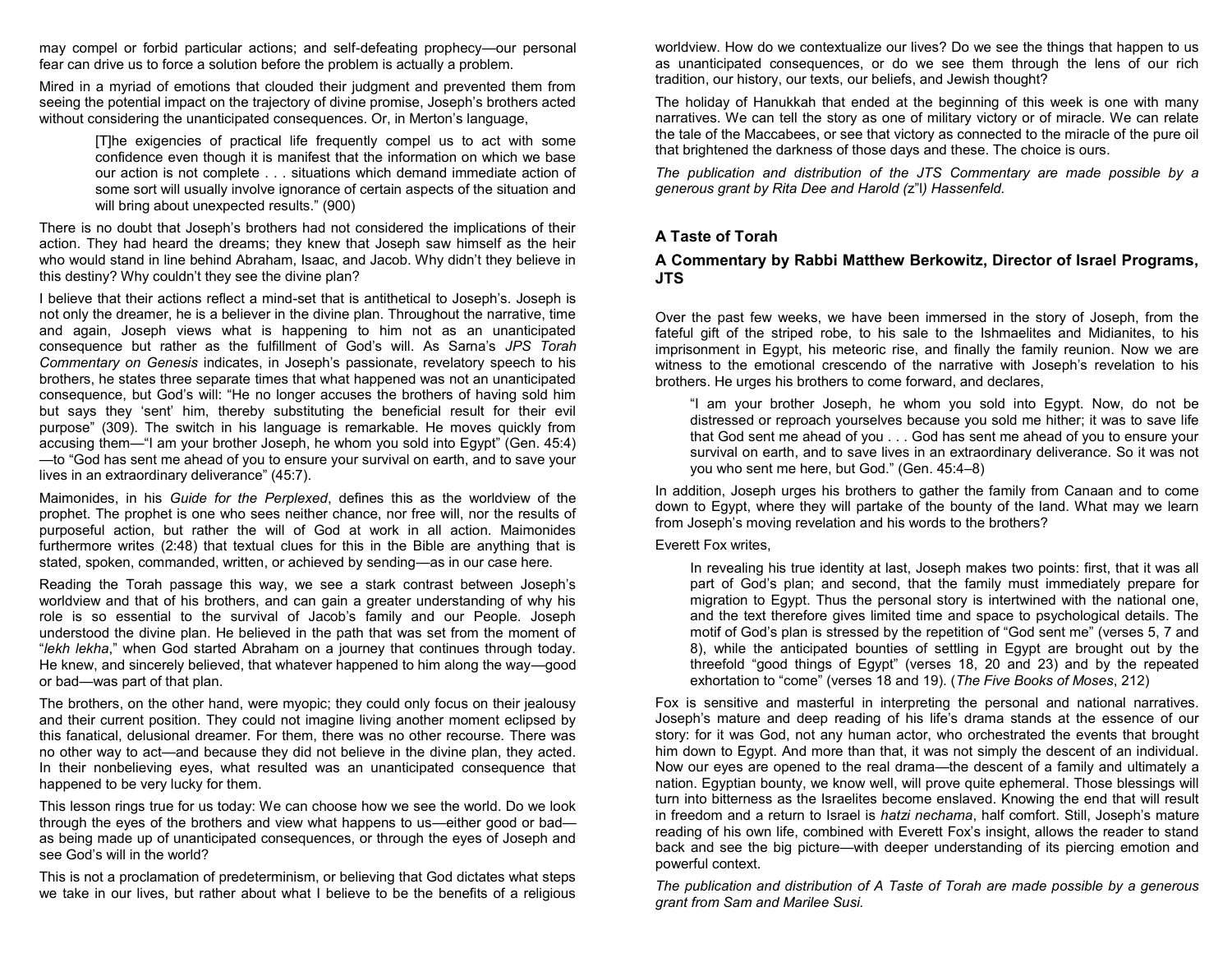may compel or forbid particular actions; and self-defeating prophecy—our personal fear can drive us to force a solution before the problem is actually a problem.

Mired in a myriad of emotions that clouded their judgment and prevented them from seeing the potential impact on the trajectory of divine promise, Joseph's brothers acted without considering the unanticipated consequences. Or, in Merton's language,

> [T]he exigencies of practical life frequently compel us to act with some confidence even though it is manifest that the information on which we base our action is not complete . . . situations which demand immediate action of some sort will usually involve ignorance of certain aspects of the situation and will bring about unexpected results." (900)

There is no doubt that Joseph's brothers had not considered the implications of their action. They had heard the dreams; they knew that Joseph saw himself as the heir who would stand in line behind Abraham, Isaac, and Jacob. Why didn't they believe in this destiny? Why couldn't they see the divine plan?

I believe that their actions reflect a mind-set that is antithetical to Joseph's. Joseph is not only the dreamer, he is a believer in the divine plan. Throughout the narrative, time and again, Joseph views what is happening to him not as an unanticipated consequence but rather as the fulfillment of God's will. As Sarna's *JPS Torah Commentary on Genesis* indicates, in Joseph's passionate, revelatory speech to his brothers, he states three separate times that what happened was not an unanticipated consequence, but God's will: "He no longer accuses the brothers of having sold him but says they 'sent' him, thereby substituting the beneficial result for their evil purpose" (309). The switch in his language is remarkable. He moves quickly from accusing them—"I am your brother Joseph, he whom you sold into Egypt" (Gen. 45:4)—to "God has sent me ahead of you to ensure your survival on earth, and to save your lives in an extraordinary deliverance" (45:7).

Maimonides, in his *Guide for the Perplexed*, defines this as the worldview of the prophet. The prophet is one who sees neither chance, nor free will, nor the results of purposeful action, but rather the will of God at work in all action. Maimonides furthermore writes (2:48) that textual clues for this in the Bible are anything that is stated, spoken, commanded, written, or achieved by sending—as in our case here.

Reading the Torah passage this way, we see a stark contrast between Joseph's worldview and that of his brothers, and can gain a greater understanding of why his role is so essential to the survival of Jacob's family and our People. Joseph understood the divine plan. He believed in the path that was set from the moment of "*lekh lekha*," when God started Abraham on a journey that continues through today. He knew, and sincerely believed, that whatever happened to him along the way—good or bad—was part of that plan.

The brothers, on the other hand, were myopic; they could only focus on their jealousy and their current position. They could not imagine living another moment eclipsed by this fanatical, delusional dreamer. For them, there was no other recourse. There was no other way to act—and because they did not believe in the divine plan, they acted. In their nonbelieving eyes, what resulted was an unanticipated consequence that happened to be very lucky for them.

This lesson rings true for us today: We can choose how we see the world. Do we look through the eyes of the brothers and view what happens to us—either good or bad—as being made up of unanticipated consequences, or through the eyes of Joseph and see God's will in the world?

This is not a proclamation of predeterminism, or believing that God dictates what steps we take in our lives, but rather about what I believe to be the benefits of a religious worldview. How do we contextualize our lives? Do we see the things that happen to us as unanticipated consequences, or do we see them through the lens of our rich tradition, our history, our texts, our beliefs, and Jewish thought?

The holiday of Hanukkah that ended at the beginning of this week is one with many narratives. We can tell the story as one of military victory or of miracle. We can relate the tale of the Maccabees, or see that victory as connected to the miracle of the pure oil that brightened the darkness of those days and these. The choice is ours.

*The publication and distribution of the JTS Commentary are made possible by a generous grant by Rita Dee and Harold (z"l) Hassenfeld.*

## A Taste of Torah

### A Commentary by Rabbi Matthew Berkowitz, Director of Israel Programs, JTS

Over the past few weeks, we have been immersed in the story of Joseph, from the fateful gift of the striped robe, to his sale to the Ishmaelites and Midianites, to his imprisonment in Egypt, his meteoric rise, and finally the family reunion. Now we are witness to the emotional crescendo of the narrative with Joseph's revelation to his brothers. He urges his brothers to come forward, and declares,

> "I am your brother Joseph, he whom you sold into Egypt. Now, do not be distressed or reproach yourselves because you sold me hither; it was to save life that God sent me ahead of you . . . God has sent me ahead of you to ensure your survival on earth, and to save lives in an extraordinary deliverance. So it was not you who sent me here, but God." (Gen. 45:4–8)

In addition, Joseph urges his brothers to gather the family from Canaan and to come down to Egypt, where they will partake of the bounty of the land. What may we learn from Joseph's moving revelation and his words to the brothers?

Everett Fox writes,

> In revealing his true identity at last, Joseph makes two points: first, that it was all part of God's plan; and second, that the family must immediately prepare for migration to Egypt. Thus the personal story is intertwined with the national one, and the text therefore gives limited time and space to psychological details. The motif of God's plan is stressed by the repetition of "God sent me" (verses 5, 7 and 8), while the anticipated bounties of settling in Egypt are brought out by the threefold "good things of Egypt" (verses 18, 20 and 23) and by the repeated exhortation to "come" (verses 18 and 19). (*The Five Books of Moses*, 212)

Fox is sensitive and masterful in interpreting the personal and national narratives. Joseph's mature and deep reading of his life's drama stands at the essence of our story: for it was God, not any human actor, who orchestrated the events that brought him down to Egypt. And more than that, it was not simply the descent of an individual. Now our eyes are opened to the real drama—the descent of a family and ultimately a nation. Egyptian bounty, we know well, will prove quite ephemeral. Those blessings will turn into bitterness as the Israelites become enslaved. Knowing the end that will result in freedom and a return to Israel is *hatzi nechama*, half comfort. Still, Joseph's mature reading of his own life, combined with Everett Fox's insight, allows the reader to stand back and see the big picture—with deeper understanding of its piercing emotion and powerful context.

*The publication and distribution of A Taste of Torah are made possible by a generous grant from Sam and Marilee Susi.*